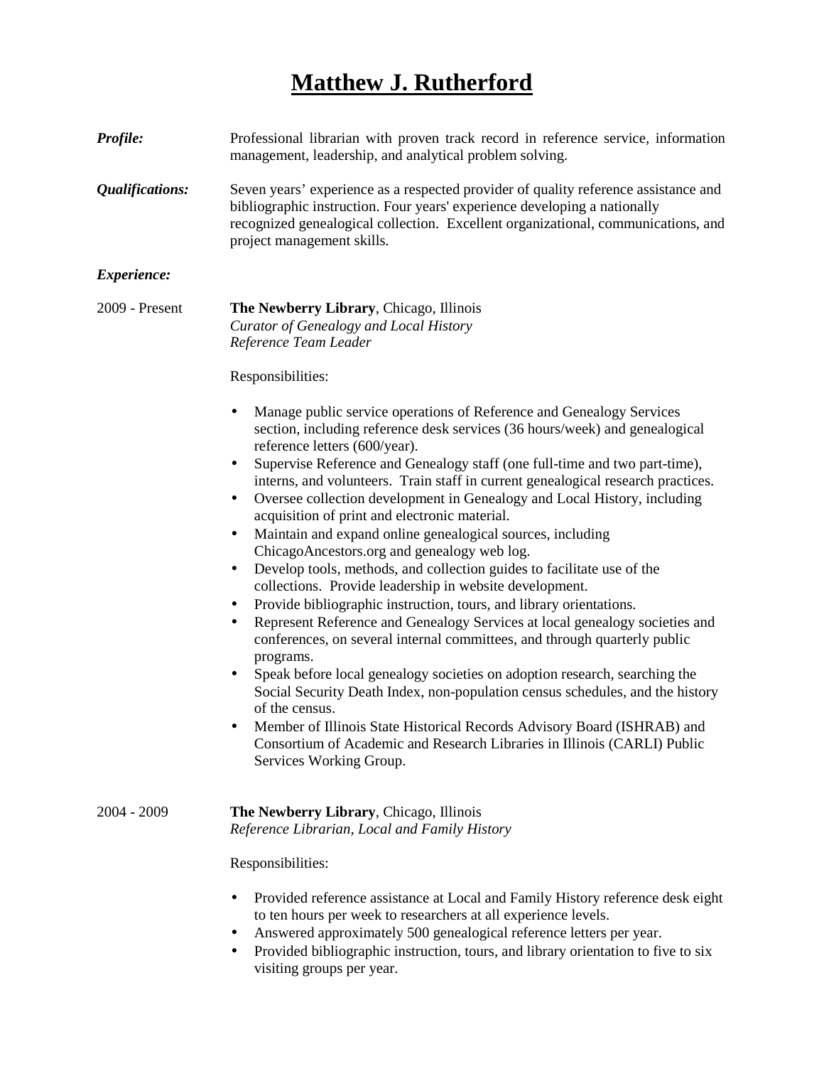# Matthew J. Rutherford

***Profile:*** Professional librarian with proven track record in reference service, information management, leadership, and analytical problem solving.

***Qualifications:*** Seven years' experience as a respected provider of quality reference assistance and bibliographic instruction. Four years' experience developing a nationally recognized genealogical collection. Excellent organizational, communications, and project management skills.

***Experience:***

2009 - Present

**The Newberry Library**, Chicago, Illinois
*Curator of Genealogy and Local History*
*Reference Team Leader*

Responsibilities:

- Manage public service operations of Reference and Genealogy Services section, including reference desk services (36 hours/week) and genealogical reference letters (600/year).
- Supervise Reference and Genealogy staff (one full-time and two part-time), interns, and volunteers. Train staff in current genealogical research practices.
- Oversee collection development in Genealogy and Local History, including acquisition of print and electronic material.
- Maintain and expand online genealogical sources, including ChicagoAncestors.org and genealogy web log.
- Develop tools, methods, and collection guides to facilitate use of the collections. Provide leadership in website development.
- Provide bibliographic instruction, tours, and library orientations.
- Represent Reference and Genealogy Services at local genealogy societies and conferences, on several internal committees, and through quarterly public programs.
- Speak before local genealogy societies on adoption research, searching the Social Security Death Index, non-population census schedules, and the history of the census.
- Member of Illinois State Historical Records Advisory Board (ISHRAB) and Consortium of Academic and Research Libraries in Illinois (CARLI) Public Services Working Group.

2004 - 2009

**The Newberry Library**, Chicago, Illinois
*Reference Librarian, Local and Family History*

Responsibilities:

- Provided reference assistance at Local and Family History reference desk eight to ten hours per week to researchers at all experience levels.
- Answered approximately 500 genealogical reference letters per year.
- Provided bibliographic instruction, tours, and library orientation to five to six visiting groups per year.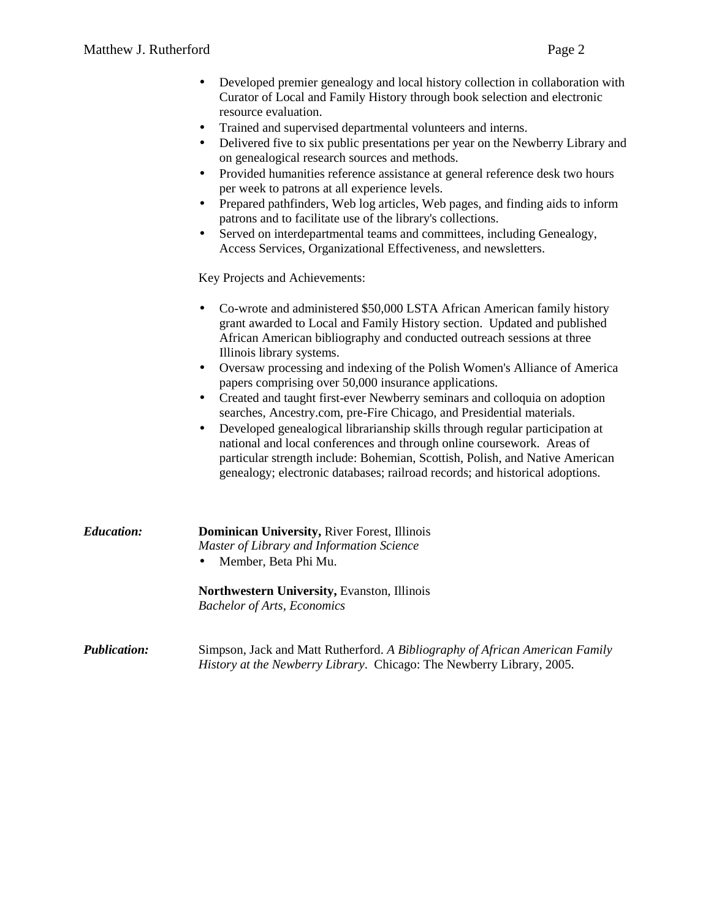- Developed premier genealogy and local history collection in collaboration with Curator of Local and Family History through book selection and electronic resource evaluation.
- Trained and supervised departmental volunteers and interns.
- Delivered five to six public presentations per year on the Newberry Library and on genealogical research sources and methods.
- Provided humanities reference assistance at general reference desk two hours per week to patrons at all experience levels.
- Prepared pathfinders, Web log articles, Web pages, and finding aids to inform patrons and to facilitate use of the library's collections.
- Served on interdepartmental teams and committees, including Genealogy, Access Services, Organizational Effectiveness, and newsletters.

Key Projects and Achievements:

- Co-wrote and administered $50,000 LSTA African American family history grant awarded to Local and Family History section. Updated and published African American bibliography and conducted outreach sessions at three Illinois library systems.
- Oversaw processing and indexing of the Polish Women's Alliance of America papers comprising over 50,000 insurance applications.
- Created and taught first-ever Newberry seminars and colloquia on adoption searches, Ancestry.com, pre-Fire Chicago, and Presidential materials.
- Developed genealogical librarianship skills through regular participation at national and local conferences and through online coursework. Areas of particular strength include: Bohemian, Scottish, Polish, and Native American genealogy; electronic databases; railroad records; and historical adoptions.

***Education:***

**Dominican University,** River Forest, Illinois
*Master of Library and Information Science*

- Member, Beta Phi Mu.

**Northwestern University,** Evanston, Illinois
*Bachelor of Arts, Economics*

***Publication:***

Simpson, Jack and Matt Rutherford. *A Bibliography of African American Family History at the Newberry Library*. Chicago: The Newberry Library, 2005.